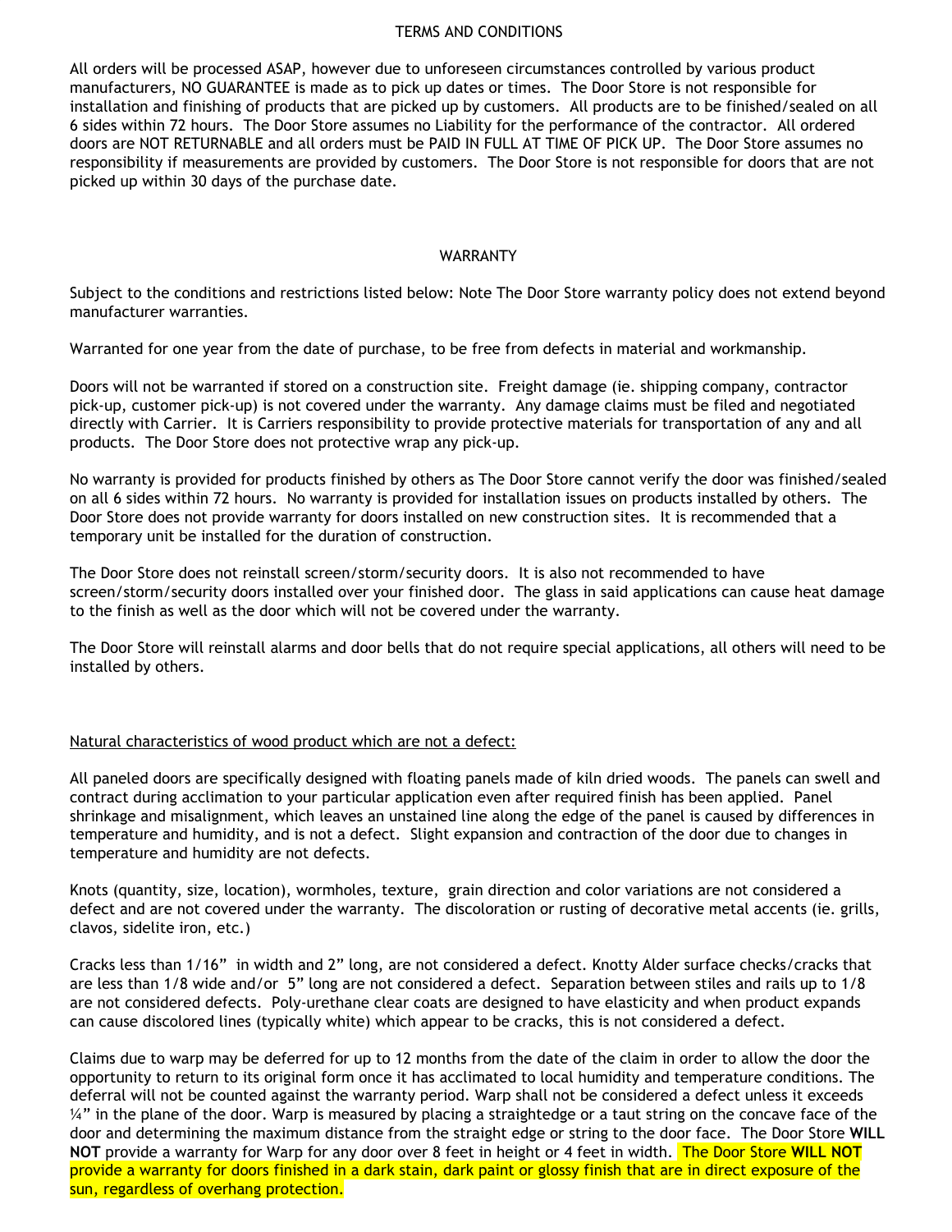## TERMS AND CONDITIONS

All orders will be processed ASAP, however due to unforeseen circumstances controlled by various product manufacturers, NO GUARANTEE is made as to pick up dates or times. The Door Store is not responsible for installation and finishing of products that are picked up by customers. All products are to be finished/sealed on all 6 sides within 72 hours. The Door Store assumes no Liability for the performance of the contractor. All ordered doors are NOT RETURNABLE and all orders must be PAID IN FULL AT TIME OF PICK UP. The Door Store assumes no responsibility if measurements are provided by customers. The Door Store is not responsible for doors that are not picked up within 30 days of the purchase date.

## WARRANTY

Subject to the conditions and restrictions listed below: Note The Door Store warranty policy does not extend beyond manufacturer warranties.

Warranted for one year from the date of purchase, to be free from defects in material and workmanship.

Doors will not be warranted if stored on a construction site. Freight damage (ie. shipping company, contractor pick-up, customer pick-up) is not covered under the warranty. Any damage claims must be filed and negotiated directly with Carrier. It is Carriers responsibility to provide protective materials for transportation of any and all products. The Door Store does not protective wrap any pick-up.

No warranty is provided for products finished by others as The Door Store cannot verify the door was finished/sealed on all 6 sides within 72 hours. No warranty is provided for installation issues on products installed by others. The Door Store does not provide warranty for doors installed on new construction sites. It is recommended that a temporary unit be installed for the duration of construction.

The Door Store does not reinstall screen/storm/security doors. It is also not recommended to have screen/storm/security doors installed over your finished door. The glass in said applications can cause heat damage to the finish as well as the door which will not be covered under the warranty.

The Door Store will reinstall alarms and door bells that do not require special applications, all others will need to be installed by others.

Natural characteristics of wood product which are not a defect:

All paneled doors are specifically designed with floating panels made of kiln dried woods. The panels can swell and contract during acclimation to your particular application even after required finish has been applied. Panel shrinkage and misalignment, which leaves an unstained line along the edge of the panel is caused by differences in temperature and humidity, and is not a defect. Slight expansion and contraction of the door due to changes in temperature and humidity are not defects.

Knots (quantity, size, location), wormholes, texture, grain direction and color variations are not considered a defect and are not covered under the warranty. The discoloration or rusting of decorative metal accents (ie. grills, clavos, sidelite iron, etc.)

Cracks less than 1/16" in width and 2" long, are not considered a defect. Knotty Alder surface checks/cracks that are less than 1/8 wide and/or 5" long are not considered a defect. Separation between stiles and rails up to 1/8 are not considered defects. Poly-urethane clear coats are designed to have elasticity and when product expands can cause discolored lines (typically white) which appear to be cracks, this is not considered a defect.

Claims due to warp may be deferred for up to 12 months from the date of the claim in order to allow the door the opportunity to return to its original form once it has acclimated to local humidity and temperature conditions. The deferral will not be counted against the warranty period. Warp shall not be considered a defect unless it exceeds ¼" in the plane of the door. Warp is measured by placing a straightedge or a taut string on the concave face of the door and determining the maximum distance from the straight edge or string to the door face. The Door Store **WILL NOT** provide a warranty for Warp for any door over 8 feet in height or 4 feet in width. The Door Store **WILL NOT** provide a warranty for doors finished in a dark stain, dark paint or glossy finish that are in direct exposure of the sun, regardless of overhang protection.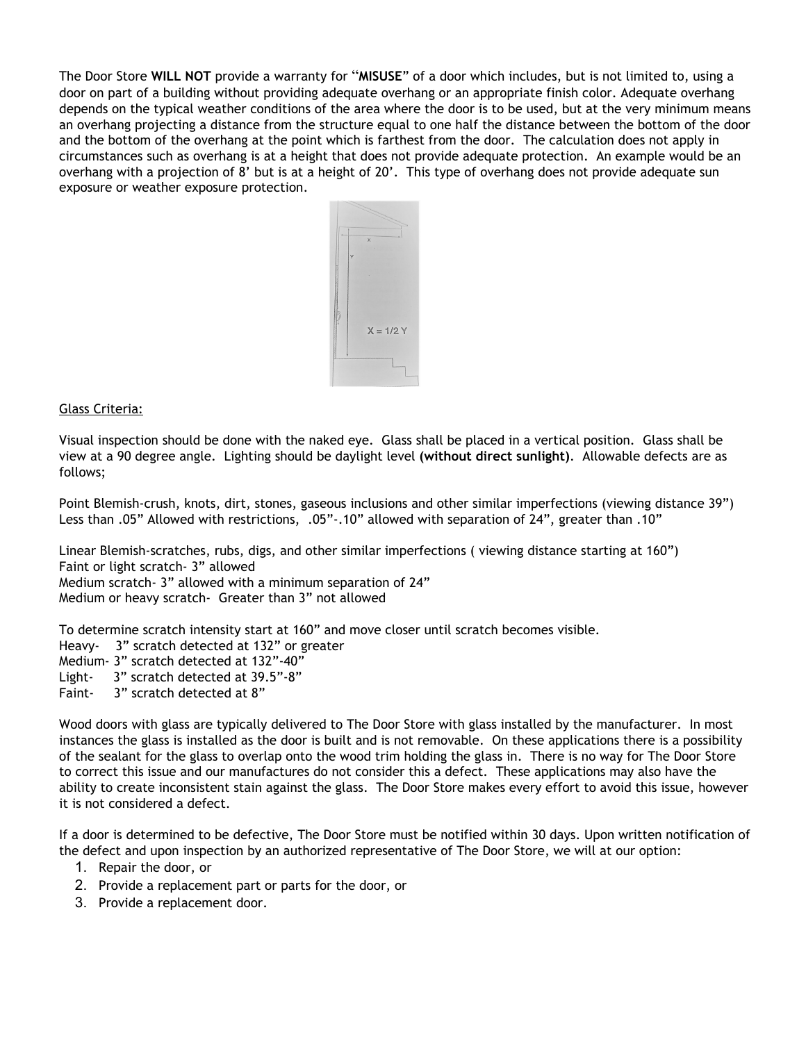The Door Store **WILL NOT** provide a warranty for "**MISUSE**" of a door which includes, but is not limited to, using a door on part of a building without providing adequate overhang or an appropriate finish color. Adequate overhang depends on the typical weather conditions of the area where the door is to be used, but at the very minimum means an overhang projecting a distance from the structure equal to one half the distance between the bottom of the door and the bottom of the overhang at the point which is farthest from the door. The calculation does not apply in circumstances such as overhang is at a height that does not provide adequate protection. An example would be an overhang with a projection of 8' but is at a height of 20'. This type of overhang does not provide adequate sun exposure or weather exposure protection.

X = 1/2 Y

Glass Criteria:

Visual inspection should be done with the naked eye. Glass shall be placed in a vertical position. Glass shall be view at a 90 degree angle. Lighting should be daylight level **(without direct sunlight)**. Allowable defects are as follows;

Point Blemish-crush, knots, dirt, stones, gaseous inclusions and other similar imperfections (viewing distance 39")
Less than .05" Allowed with restrictions, .05"-.10" allowed with separation of 24", greater than .10"

Linear Blemish-scratches, rubs, digs, and other similar imperfections ( viewing distance starting at 160")
Faint or light scratch- 3" allowed
Medium scratch- 3" allowed with a minimum separation of 24"
Medium or heavy scratch- Greater than 3" not allowed

To determine scratch intensity start at 160" and move closer until scratch becomes visible.
Heavy- 3" scratch detected at 132" or greater
Medium- 3" scratch detected at 132"-40"
Light- 3" scratch detected at 39.5"-8"
Faint- 3" scratch detected at 8"

Wood doors with glass are typically delivered to The Door Store with glass installed by the manufacturer. In most instances the glass is installed as the door is built and is not removable. On these applications there is a possibility of the sealant for the glass to overlap onto the wood trim holding the glass in. There is no way for The Door Store to correct this issue and our manufactures do not consider this a defect. These applications may also have the ability to create inconsistent stain against the glass. The Door Store makes every effort to avoid this issue, however it is not considered a defect.

If a door is determined to be defective, The Door Store must be notified within 30 days. Upon written notification of the defect and upon inspection by an authorized representative of The Door Store, we will at our option:

1. Repair the door, or
2. Provide a replacement part or parts for the door, or
3. Provide a replacement door.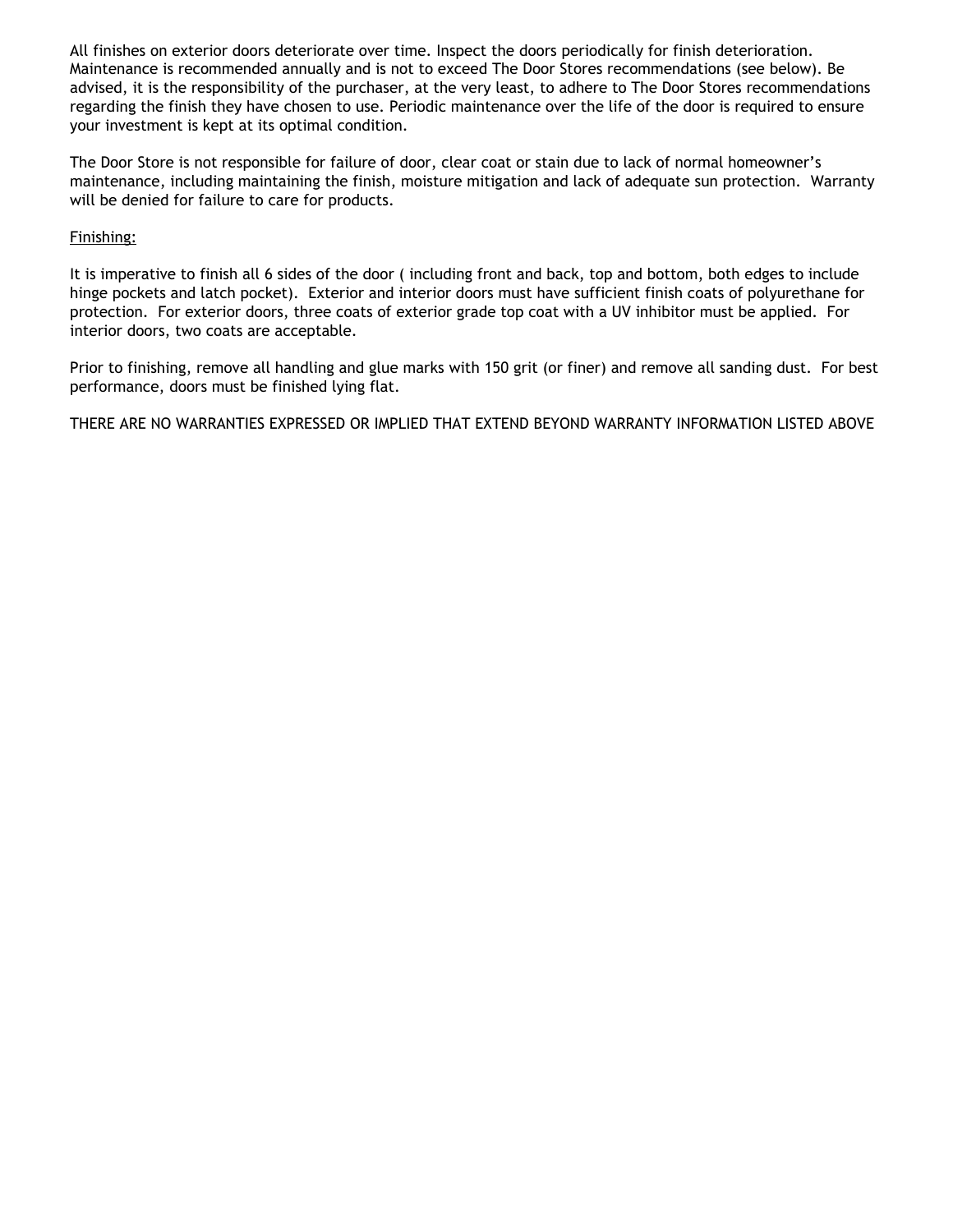All finishes on exterior doors deteriorate over time. Inspect the doors periodically for finish deterioration. Maintenance is recommended annually and is not to exceed The Door Stores recommendations (see below). Be advised, it is the responsibility of the purchaser, at the very least, to adhere to The Door Stores recommendations regarding the finish they have chosen to use. Periodic maintenance over the life of the door is required to ensure your investment is kept at its optimal condition.

The Door Store is not responsible for failure of door, clear coat or stain due to lack of normal homeowner's maintenance, including maintaining the finish, moisture mitigation and lack of adequate sun protection. Warranty will be denied for failure to care for products.

<u>Finishing:</u>

It is imperative to finish all 6 sides of the door ( including front and back, top and bottom, both edges to include hinge pockets and latch pocket). Exterior and interior doors must have sufficient finish coats of polyurethane for protection. For exterior doors, three coats of exterior grade top coat with a UV inhibitor must be applied. For interior doors, two coats are acceptable.

Prior to finishing, remove all handling and glue marks with 150 grit (or finer) and remove all sanding dust. For best performance, doors must be finished lying flat.

THERE ARE NO WARRANTIES EXPRESSED OR IMPLIED THAT EXTEND BEYOND WARRANTY INFORMATION LISTED ABOVE